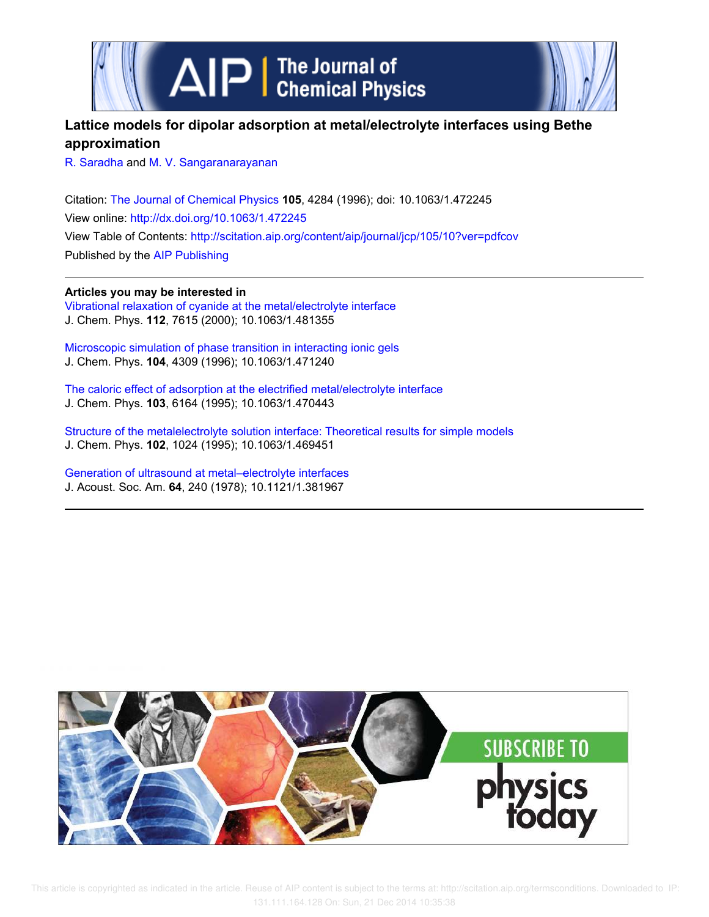# Lattice models for dipolar adsorption at metal/electrolyte interfaces using Bethe approximation

R. Saradha and M. V. Sangaranarayanan

Citation: The Journal of Chemical Physics **105**, 4284 (1996); doi: 10.1063/1.472245

View online: http://dx.doi.org/10.1063/1.472245

View Table of Contents: http://scitation.aip.org/content/aip/journal/jcp/105/10?ver=pdfcov

Published by the AIP Publishing

**Articles you may be interested in**

Vibrational relaxation of cyanide at the metal/electrolyte interface
J. Chem. Phys. **112**, 7615 (2000); 10.1063/1.481355

Microscopic simulation of phase transition in interacting ionic gels
J. Chem. Phys. **104**, 4309 (1996); 10.1063/1.471240

The caloric effect of adsorption at the electrified metal/electrolyte interface
J. Chem. Phys. **103**, 6164 (1995); 10.1063/1.470443

Structure of the metalelectrolyte solution interface: Theoretical results for simple models
J. Chem. Phys. **102**, 1024 (1995); 10.1063/1.469451

Generation of ultrasound at metal–electrolyte interfaces
J. Acoust. Soc. Am. **64**, 240 (1978); 10.1121/1.381967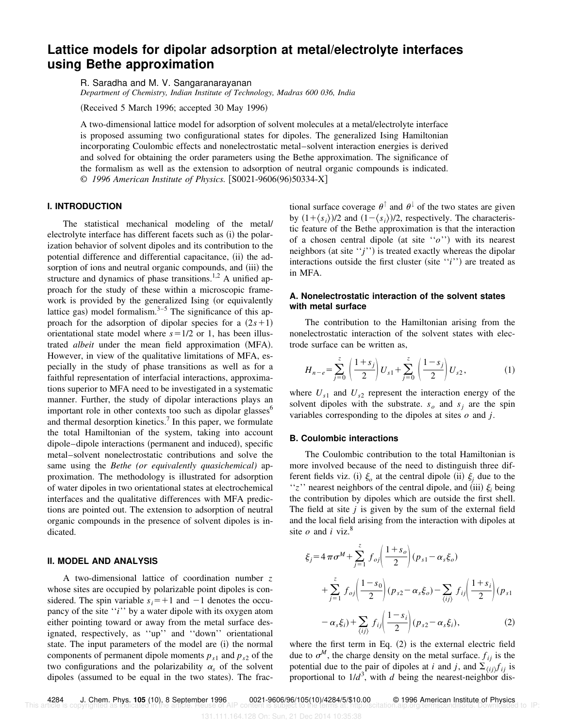# Lattice models for dipolar adsorption at metal/electrolyte interfaces using Bethe approximation

R. Saradha and M. V. Sangaranarayanan

*Department of Chemistry, Indian Institute of Technology, Madras 600 036, India*

(Received 5 March 1996; accepted 30 May 1996)

A two-dimensional lattice model for adsorption of solvent molecules at a metal/electrolyte interface is proposed assuming two configurational states for dipoles. The generalized Ising Hamiltonian incorporating Coulombic effects and nonelectrostatic metal–solvent interaction energies is derived and solved for obtaining the order parameters using the Bethe approximation. The significance of the formalism as well as the extension to adsorption of neutral organic compounds is indicated. © *1996 American Institute of Physics.* [S0021-9606(96)50334-X]

## I. INTRODUCTION

The statistical mechanical modeling of the metal/electrolyte interface has different facets such as (i) the polarization behavior of solvent dipoles and its contribution to the potential difference and differential capacitance, (ii) the adsorption of ions and neutral organic compounds, and (iii) the structure and dynamics of phase transitions.[1,2] A unified approach for the study of these within a microscopic framework is provided by the generalized Ising (or equivalently lattice gas) model formalism.[3–5] The significance of this approach for the adsorption of dipolar species for a $(2s+1)$ orientational state model where $s=1/2$ or 1, has been illustrated *albeit* under the mean field approximation (MFA). However, in view of the qualitative limitations of MFA, especially in the study of phase transitions as well as for a faithful representation of interfacial interactions, approximations superior to MFA need to be investigated in a systematic manner. Further, the study of dipolar interactions plays an important role in other contexts too such as dipolar glasses[6] and thermal desorption kinetics.[7] In this paper, we formulate the total Hamiltonian of the system, taking into account dipole–dipole interactions (permanent and induced), specific metal–solvent nonelectrostatic contributions and solve the same using the *Bethe (or equivalently quasichemical)* approximation. The methodology is illustrated for adsorption of water dipoles in two orientational states at electrochemical interfaces and the qualitative differences with MFA predictions are pointed out. The extension to adsorption of neutral organic compounds in the presence of solvent dipoles is indicated.

## II. MODEL AND ANALYSIS

A two-dimensional lattice of coordination number $z$ whose sites are occupied by polarizable point dipoles is considered. The spin variable $s_i=+1$ and $-1$ denotes the occupancy of the site ''$i$'' by a water dipole with its oxygen atom either pointing toward or away from the metal surface designated, respectively, as ''up'' and ''down'' orientational state. The input parameters of the model are (i) the normal components of permanent dipole moments $p_{s1}$ and $p_{s2}$ of the two configurations and the polarizability $\alpha_s$ of the solvent dipoles (assumed to be equal in the two states). The fractional surface coverage $\theta^{\uparrow}$ and $\theta^{\downarrow}$ of the two states are given by $(1+\langle s_i\rangle)/2$ and $(1-\langle s_i\rangle)/2$, respectively. The characteristic feature of the Bethe approximation is that the interaction of a chosen central dipole (at site ''$o$'') with its nearest neighbors (at site ''$j$'') is treated exactly whereas the dipolar interactions outside the first cluster (site ''$i$'') are treated as in MFA.

### A. Nonelectrostatic interaction of the solvent states with metal surface

The contribution to the Hamiltonian arising from the nonelectrostatic interaction of the solvent states with electrode surface can be written as,

$$H_{n-e}=\sum_{j=0}^{z}\left(\frac{1+s_j}{2}\right)U_{s1}+\sum_{j=0}^{z}\left(\frac{1-s_j}{2}\right)U_{s2}, \tag{1}$$

where $U_{s1}$ and $U_{s2}$ represent the interaction energy of the solvent dipoles with the substrate. $s_o$ and $s_j$ are the spin variables corresponding to the dipoles at sites $o$ and $j$.

### B. Coulombic interactions

The Coulombic contribution to the total Hamiltonian is more involved because of the need to distinguish three different fields viz. (i) $\xi_o$ at the central dipole (ii) $\xi_j$ due to the ''$z$'' nearest neighbors of the central dipole, and (iii) $\xi_i$ being the contribution by dipoles which are outside the first shell. The field at site $j$ is given by the sum of the external field and the local field arising from the interaction with dipoles at site $o$ and $i$ viz.[8]

$$\begin{aligned}\xi_j=4\pi\sigma^M&+\sum_{j=1}^{z}f_{oj}\left(\frac{1+s_o}{2}\right)(p_{s1}-\alpha_s\xi_o)\\&+\sum_{j=1}^{z}f_{oj}\left(\frac{1-s_0}{2}\right)(p_{s2}-\alpha_s\xi_o)-\sum_{\langle ij\rangle}f_{ij}\left(\frac{1+s_i}{2}\right)(p_{s1}\\&-\alpha_s\xi_i)+\sum_{\langle ij\rangle}f_{ij}\left(\frac{1-s_i}{2}\right)(p_{s2}-\alpha_s\xi_i),\end{aligned} \tag{2}$$

where the first term in Eq. (2) is the external electric field due to $\sigma^M$, the charge density on the metal surface. $f_{ij}$ is the potential due to the pair of dipoles at $i$ and $j$, and $\Sigma_{\langle ij\rangle}f_{ij}$ is proportional to $1/d^3$, with $d$ being the nearest-neighbor dis-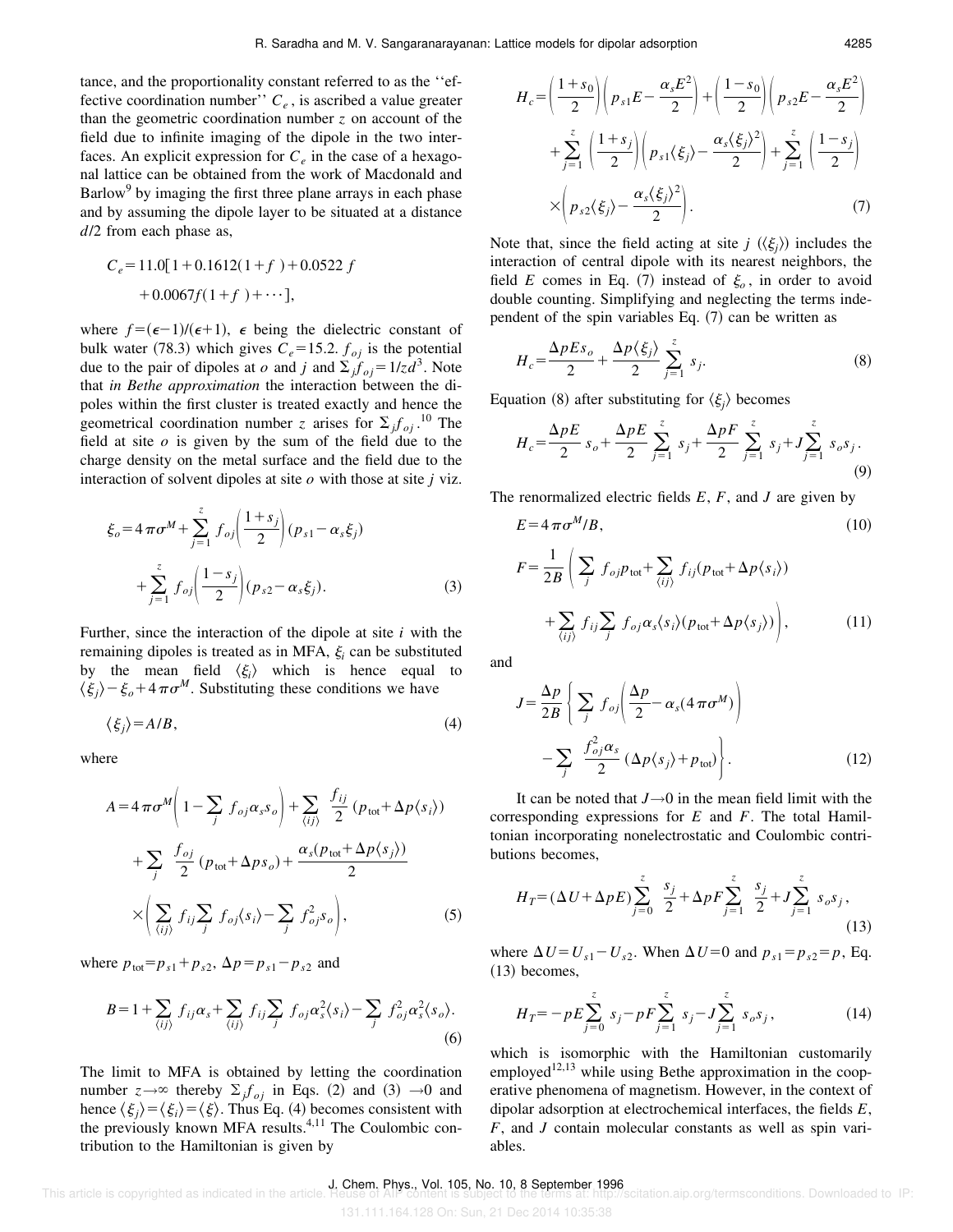tance, and the proportionality constant referred to as the "effective coordination number" $C_e$, is ascribed a value greater than the geometric coordination number $z$ on account of the field due to infinite imaging of the dipole in the two interfaces. An explicit expression for $C_e$ in the case of a hexagonal lattice can be obtained from the work of Macdonald and Barlow[9] by imaging the first three plane arrays in each phase and by assuming the dipole layer to be situated at a distance $d/2$ from each phase as,

$$C_e = 11.0[1 + 0.1612(1+f) + 0.0522\, f + 0.0067 f(1+f) + \cdots],$$

where $f = (\epsilon - 1)/(\epsilon + 1)$, $\epsilon$ being the dielectric constant of bulk water (78.3) which gives $C_e = 15.2$. $f_{oj}$ is the potential due to the pair of dipoles at $o$ and $j$ and $\Sigma_j f_{oj} = 1/zd^3$. Note that *in Bethe approximation* the interaction between the dipoles within the first cluster is treated exactly and hence the geometrical coordination number $z$ arises for $\Sigma_j f_{oj}$.[10] The field at site $o$ is given by the sum of the field due to the charge density on the metal surface and the field due to the interaction of solvent dipoles at site $o$ with those at site $j$ viz.

$$\xi_o = 4\pi\sigma^M + \sum_{j=1}^{z} f_{oj}\left(\frac{1+s_j}{2}\right)(p_{s1} - \alpha_s \xi_j) + \sum_{j=1}^{z} f_{oj}\left(\frac{1-s_j}{2}\right)(p_{s2} - \alpha_s \xi_j). \tag{3}$$

Further, since the interaction of the dipole at site $i$ with the remaining dipoles is treated as in MFA, $\xi_i$ can be substituted by the mean field $\langle \xi_i \rangle$ which is hence equal to $\langle \xi_j \rangle - \xi_o + 4\pi\sigma^M$. Substituting these conditions we have

$$\langle \xi_j \rangle = A/B, \tag{4}$$

where

$$A = 4\pi\sigma^M\left(1 - \sum_j f_{oj}\alpha_s s_o\right) + \sum_{\langle ij \rangle} \frac{f_{ij}}{2}(p_{\text{tot}} + \Delta p \langle s_i \rangle) + \sum_j \frac{f_{oj}}{2}(p_{\text{tot}} + \Delta p s_o) + \frac{\alpha_s(p_{\text{tot}} + \Delta p \langle s_j \rangle)}{2} \times \left(\sum_{\langle ij \rangle} f_{ij} \sum_j f_{oj}\langle s_i \rangle - \sum_j f_{oj}^2 s_o\right), \tag{5}$$

where $p_{\text{tot}} = p_{s1} + p_{s2}$, $\Delta p = p_{s1} - p_{s2}$ and

$$B = 1 + \sum_{\langle ij \rangle} f_{ij}\alpha_s + \sum_{\langle ij \rangle} f_{ij} \sum_j f_{oj}\alpha_s^2 \langle s_i \rangle - \sum_j f_{oj}^2 \alpha_s^2 \langle s_o \rangle. \tag{6}$$

The limit to MFA is obtained by letting the coordination number $z \to \infty$ thereby $\Sigma_j f_{oj}$ in Eqs. (2) and (3) $\to 0$ and hence $\langle \xi_j \rangle = \langle \xi_i \rangle = \langle \xi \rangle$. Thus Eq. (4) becomes consistent with the previously known MFA results.[4,11] The Coulombic contribution to the Hamiltonian is given by

$$H_c = \left(\frac{1+s_0}{2}\right)\left(p_{s1}E - \frac{\alpha_s E^2}{2}\right) + \left(\frac{1-s_0}{2}\right)\left(p_{s2}E - \frac{\alpha_s E^2}{2}\right) + \sum_{j=1}^{z}\left(\frac{1+s_j}{2}\right)\left(p_{s1}\langle \xi_j \rangle - \frac{\alpha_s \langle \xi_j \rangle^2}{2}\right) + \sum_{j=1}^{z}\left(\frac{1-s_j}{2}\right) \times \left(p_{s2}\langle \xi_j \rangle - \frac{\alpha_s \langle \xi_j \rangle^2}{2}\right). \tag{7}$$

Note that, since the field acting at site $j$ ($\langle \xi_j \rangle$) includes the interaction of central dipole with its nearest neighbors, the field $E$ comes in Eq. (7) instead of $\xi_o$, in order to avoid double counting. Simplifying and neglecting the terms independent of the spin variables Eq. (7) can be written as

$$H_c = \frac{\Delta p E s_o}{2} + \frac{\Delta p \langle \xi_j \rangle}{2}\sum_{j=1}^{z} s_j. \tag{8}$$

Equation (8) after substituting for $\langle \xi_j \rangle$ becomes

$$H_c = \frac{\Delta p E}{2} s_o + \frac{\Delta p E}{2}\sum_{j=1}^{z} s_j + \frac{\Delta p F}{2}\sum_{j=1}^{z} s_j + J\sum_{j=1}^{z} s_o s_j. \tag{9}$$

The renormalized electric fields $E$, $F$, and $J$ are given by

$$E = 4\pi\sigma^M/B, \tag{10}$$

$$F = \frac{1}{2B}\left(\sum_j f_{oj}p_{\text{tot}} + \sum_{\langle ij \rangle} f_{ij}(p_{\text{tot}} + \Delta p \langle s_i \rangle) + \sum_{\langle ij \rangle} f_{ij}\sum_j f_{oj}\alpha_s \langle s_i \rangle (p_{\text{tot}} + \Delta p \langle s_j \rangle)\right), \tag{11}$$

and

$$J = \frac{\Delta p}{2B}\left\{\sum_j f_{oj}\left(\frac{\Delta p}{2} - \alpha_s(4\pi\sigma^M)\right) - \sum_j \frac{f_{oj}^2 \alpha_s}{2}(\Delta p \langle s_j \rangle + p_{\text{tot}})\right\}. \tag{12}$$

It can be noted that $J \to 0$ in the mean field limit with the corresponding expressions for $E$ and $F$. The total Hamiltonian incorporating nonelectrostatic and Coulombic contributions becomes,

$$H_T = (\Delta U + \Delta p E)\sum_{j=0}^{z}\frac{s_j}{2} + \Delta p F \sum_{j=1}^{z}\frac{s_j}{2} + J\sum_{j=1}^{z} s_o s_j, \tag{13}$$

where $\Delta U = U_{s1} - U_{s2}$. When $\Delta U = 0$ and $p_{s1} = p_{s2} = p$, Eq. (13) becomes,

$$H_T = -pE\sum_{j=0}^{z} s_j - pF\sum_{j=1}^{z} s_j - J\sum_{j=1}^{z} s_o s_j, \tag{14}$$

which is isomorphic with the Hamiltonian customarily employed[12,13] while using Bethe approximation in the cooperative phenomena of magnetism. However, in the context of dipolar adsorption at electrochemical interfaces, the fields $E$, $F$, and $J$ contain molecular constants as well as spin variables.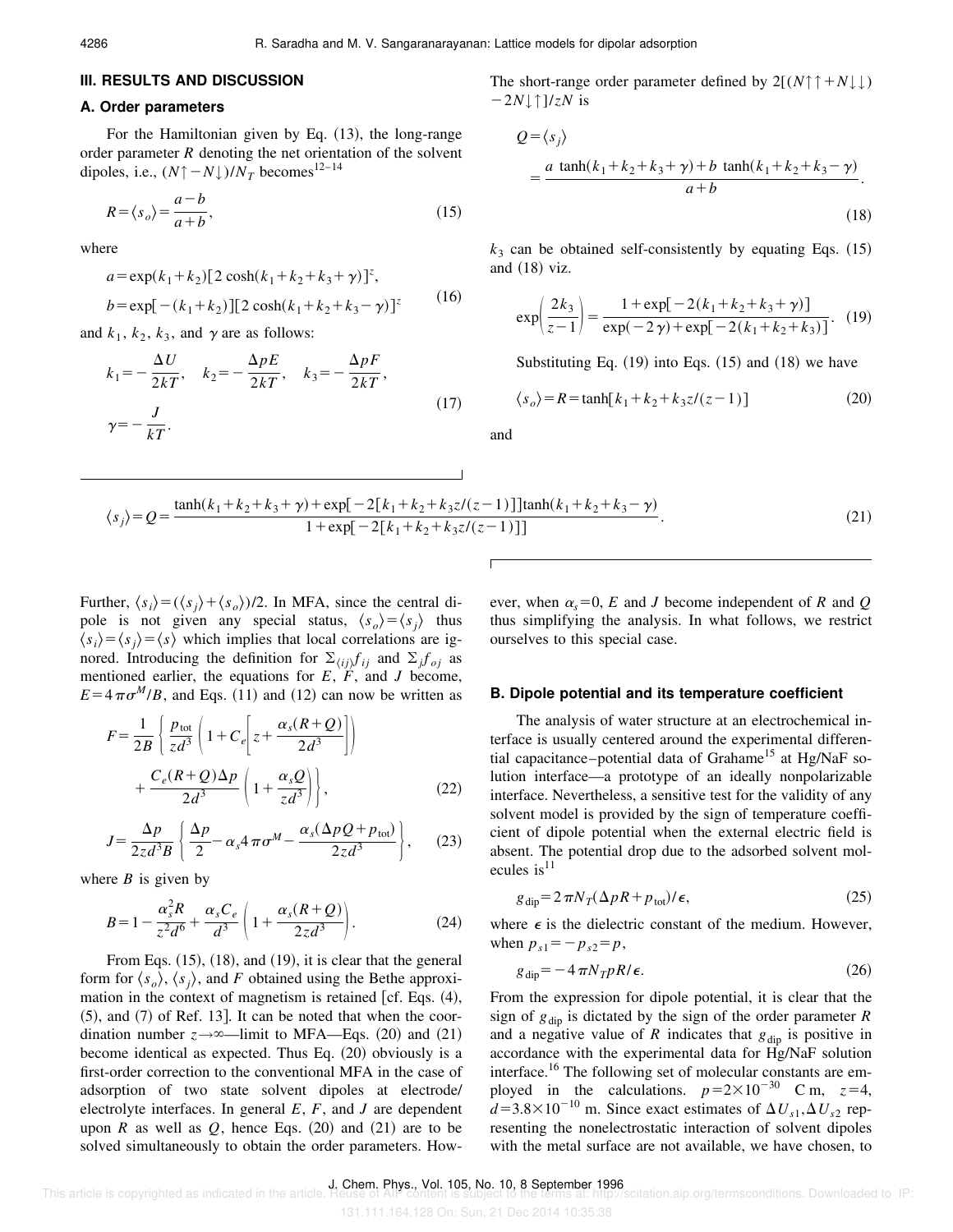## III. RESULTS AND DISCUSSION

### A. Order parameters

For the Hamiltonian given by Eq. (13), the long-range order parameter $R$ denoting the net orientation of the solvent dipoles, i.e., $(N\uparrow - N\downarrow)/N_T$ becomes[12–14]

$$R = \langle s_o \rangle = \frac{a-b}{a+b}, \tag{15}$$

where

$$\begin{aligned} a &= \exp(k_1+k_2)[2\cosh(k_1+k_2+k_3+\gamma)]^z, \\ b &= \exp[-(k_1+k_2)][2\cosh(k_1+k_2+k_3-\gamma)]^z \end{aligned} \tag{16}$$

and $k_1$, $k_2$, $k_3$, and $\gamma$ are as follows:

$$\begin{aligned} k_1 &= -\frac{\Delta U}{2kT}, \quad k_2 = -\frac{\Delta pE}{2kT}, \quad k_3 = -\frac{\Delta pF}{2kT}, \\ \gamma &= -\frac{J}{kT}. \end{aligned} \tag{17}$$

The short-range order parameter defined by $2[(N\uparrow\uparrow + N\downarrow\downarrow) - 2N\downarrow\uparrow]/zN$ is

$$\begin{aligned} Q &= \langle s_j \rangle \\ &= \frac{a\tanh(k_1+k_2+k_3+\gamma) + b\tanh(k_1+k_2+k_3-\gamma)}{a+b}. \end{aligned} \tag{18}$$

$k_3$ can be obtained self-consistently by equating Eqs. (15) and (18) viz.

$$\exp\left(\frac{2k_3}{z-1}\right) = \frac{1+\exp[-2(k_1+k_2+k_3+\gamma)]}{\exp(-2\gamma)+\exp[-2(k_1+k_2+k_3)]}. \tag{19}$$

Substituting Eq. (19) into Eqs. (15) and (18) we have

$$\langle s_o \rangle = R = \tanh[k_1+k_2+k_3 z/(z-1)] \tag{20}$$

and

$$\langle s_j \rangle = Q = \frac{\tanh(k_1+k_2+k_3+\gamma) + \exp[-2[k_1+k_2+k_3 z/(z-1)]]\tanh(k_1+k_2+k_3-\gamma)}{1+\exp[-2[k_1+k_2+k_3 z/(z-1)]]}. \tag{21}$$

Further, $\langle s_i \rangle = (\langle s_j \rangle + \langle s_o \rangle)/2$. In MFA, since the central dipole is not given any special status, $\langle s_o \rangle = \langle s_j \rangle$ thus $\langle s_i \rangle = \langle s_j \rangle = \langle s \rangle$ which implies that local correlations are ignored. Introducing the definition for $\Sigma_{\langle ij \rangle} f_{ij}$ and $\Sigma_j f_{oj}$ as mentioned earlier, the equations for $E$, $F$, and $J$ become, $E = 4\pi\sigma^M/B$, and Eqs. (11) and (12) can now be written as

$$F = \frac{1}{2B}\left\{\frac{p_{\text{tot}}}{zd^3}\left(1+C_e\left[z+\frac{\alpha_s(R+Q)}{2d^3}\right]\right) + \frac{C_e(R+Q)\Delta p}{2d^3}\left(1+\frac{\alpha_s Q}{zd^3}\right)\right\}, \tag{22}$$

$$J = \frac{\Delta p}{2zd^3B}\left\{\frac{\Delta p}{2} - \alpha_s 4\pi\sigma^M - \frac{\alpha_s(\Delta pQ + p_{\text{tot}})}{2zd^3}\right\}, \tag{23}$$

where $B$ is given by

$$B = 1 - \frac{\alpha_s^2 R}{z^2 d^6} + \frac{\alpha_s C_e}{d^3}\left(1+\frac{\alpha_s(R+Q)}{2zd^3}\right). \tag{24}$$

From Eqs. (15), (18), and (19), it is clear that the general form for $\langle s_o \rangle$, $\langle s_j \rangle$, and $F$ obtained using the Bethe approximation in the context of magnetism is retained [cf. Eqs. (4), (5), and (7) of Ref. 13]. It can be noted that when the coordination number $z \to \infty$—limit to MFA—Eqs. (20) and (21) become identical as expected. Thus Eq. (20) obviously is a first-order correction to the conventional MFA in the case of adsorption of two state solvent dipoles at electrode/electrolyte interfaces. In general $E$, $F$, and $J$ are dependent upon $R$ as well as $Q$, hence Eqs. (20) and (21) are to be solved simultaneously to obtain the order parameters. However, when $\alpha_s = 0$, $E$ and $J$ become independent of $R$ and $Q$ thus simplifying the analysis. In what follows, we restrict ourselves to this special case.

### B. Dipole potential and its temperature coefficient

The analysis of water structure at an electrochemical interface is usually centered around the experimental differential capacitance–potential data of Grahame[15] at Hg/NaF solution interface—a prototype of an ideally nonpolarizable interface. Nevertheless, a sensitive test for the validity of any solvent model is provided by the sign of temperature coefficient of dipole potential when the external electric field is absent. The potential drop due to the adsorbed solvent molecules is[11]

$$g_{\text{dip}} = 2\pi N_T(\Delta pR + p_{\text{tot}})/\epsilon, \tag{25}$$

where $\epsilon$ is the dielectric constant of the medium. However, when $p_{s1} = -p_{s2} = p$,

$$g_{\text{dip}} = -4\pi N_T pR/\epsilon. \tag{26}$$

From the expression for dipole potential, it is clear that the sign of $g_{\text{dip}}$ is dictated by the sign of the order parameter $R$ and a negative value of $R$ indicates that $g_{\text{dip}}$ is positive in accordance with the experimental data for Hg/NaF solution interface.[16] The following set of molecular constants are employed in the calculations. $p = 2\times10^{-30}$ C m, $z=4$, $d = 3.8\times10^{-10}$ m. Since exact estimates of $\Delta U_{s1}, \Delta U_{s2}$ representing the nonelectrostatic interaction of solvent dipoles with the metal surface are not available, we have chosen, to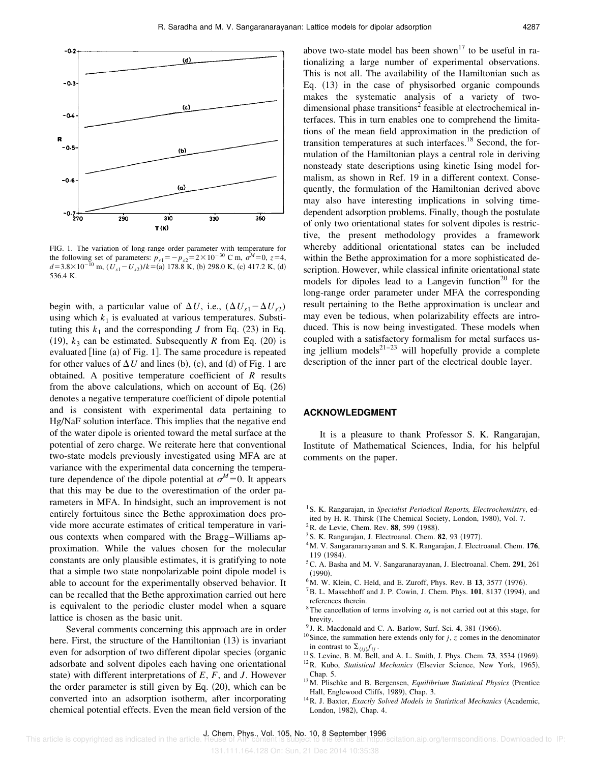FIG. 1. The variation of long-range order parameter with temperature for the following set of parameters: $p_{s1}=-p_{s2}=2\times10^{-30}$ C m, $\sigma^M=0$, $z=4$, $d=3.8\times10^{-10}$ m, $(U_{s1}-U_{s2})/k=$(a) 178.8 K, (b) 298.0 K, (c) 417.2 K, (d) 536.4 K.

begin with, a particular value of $\Delta U$, i.e., $(\Delta U_{s1}-\Delta U_{s2})$ using which $k_1$ is evaluated at various temperatures. Substituting this $k_1$ and the corresponding $J$ from Eq. (23) in Eq. (19), $k_3$ can be estimated. Subsequently $R$ from Eq. (20) is evaluated [line (a) of Fig. 1]. The same procedure is repeated for other values of $\Delta U$ and lines (b), (c), and (d) of Fig. 1 are obtained. A positive temperature coefficient of $R$ results from the above calculations, which on account of Eq. (26) denotes a negative temperature coefficient of dipole potential and is consistent with experimental data pertaining to Hg/NaF solution interface. This implies that the negative end of the water dipole is oriented toward the metal surface at the potential of zero charge. We reiterate here that conventional two-state models previously investigated using MFA are at variance with the experimental data concerning the temperature dependence of the dipole potential at $\sigma^M=0$. It appears that this may be due to the overestimation of the order parameters in MFA. In hindsight, such an improvement is not entirely fortuitous since the Bethe approximation does provide more accurate estimates of critical temperature in various contexts when compared with the Bragg–Williams approximation. While the values chosen for the molecular constants are only plausible estimates, it is gratifying to note that a simple two state nonpolarizable point dipole model is able to account for the experimentally observed behavior. It can be recalled that the Bethe approximation carried out here is equivalent to the periodic cluster model when a square lattice is chosen as the basic unit.

Several comments concerning this approach are in order here. First, the structure of the Hamiltonian (13) is invariant even for adsorption of two different dipolar species (organic adsorbate and solvent dipoles each having one orientational state) with different interpretations of $E$, $F$, and $J$. However the order parameter is still given by Eq. (20), which can be converted into an adsorption isotherm, after incorporating chemical potential effects. Even the mean field version of the above two-state model has been shown[17] to be useful in rationalizing a large number of experimental observations. This is not all. The availability of the Hamiltonian such as Eq. (13) in the case of physisorbed organic compounds makes the systematic analysis of a variety of two-dimensional phase transitions[2] feasible at electrochemical interfaces. This in turn enables one to comprehend the limitations of the mean field approximation in the prediction of transition temperatures at such interfaces.[18] Second, the formulation of the Hamiltonian plays a central role in deriving nonsteady state descriptions using kinetic Ising model formalism, as shown in Ref. 19 in a different context. Consequently, the formulation of the Hamiltonian derived above may also have interesting implications in solving time-dependent adsorption problems. Finally, though the postulate of only two orientational states for solvent dipoles is restrictive, the present methodology provides a framework whereby additional orientational states can be included within the Bethe approximation for a more sophisticated description. However, while classical infinite orientational state models for dipoles lead to a Langevin function[20] for the long-range order parameter under MFA the corresponding result pertaining to the Bethe approximation is unclear and may even be tedious, when polarizability effects are introduced. This is now being investigated. These models when coupled with a satisfactory formalism for metal surfaces using jellium models[21–23] will hopefully provide a complete description of the inner part of the electrical double layer.

## ACKNOWLEDGMENT

It is a pleasure to thank Professor S. K. Rangarajan, Institute of Mathematical Sciences, India, for his helpful comments on the paper.

[1] S. K. Rangarajan, in *Specialist Periodical Reports, Electrochemistry*, edited by H. R. Thirsk (The Chemical Society, London, 1980), Vol. 7.
[2] R. de Levie, Chem. Rev. **88**, 599 (1988).
[3] S. K. Rangarajan, J. Electroanal. Chem. **82**, 93 (1977).
[4] M. V. Sangaranarayanan and S. K. Rangarajan, J. Electroanal. Chem. **176**, 119 (1984).
[5] C. A. Basha and M. V. Sangaranarayanan, J. Electroanal. Chem. **291**, 261 (1990).
[6] M. W. Klein, C. Held, and E. Zuroff, Phys. Rev. B **13**, 3577 (1976).
[7] B. L. Masschhoff and J. P. Cowin, J. Chem. Phys. **101**, 8137 (1994), and references therein.
[8] The cancellation of terms involving $\alpha_s$ is not carried out at this stage, for brevity.
[9] J. R. Macdonald and C. A. Barlow, Surf. Sci. **4**, 381 (1966).
[10] Since, the summation here extends only for $j$, $z$ comes in the denominator in contrast to $\Sigma_{(ij)}f_{ij}$.
[11] S. Levine, B. M. Bell, and A. L. Smith, J. Phys. Chem. **73**, 3534 (1969).
[12] R. Kubo, *Statistical Mechanics* (Elsevier Science, New York, 1965), Chap. 5.
[13] M. Plischke and B. Bergensen, *Equilibrium Statistical Physics* (Prentice Hall, Englewood Cliffs, 1989), Chap. 3.
[14] R. J. Baxter, *Exactly Solved Models in Statistical Mechanics* (Academic, London, 1982), Chap. 4.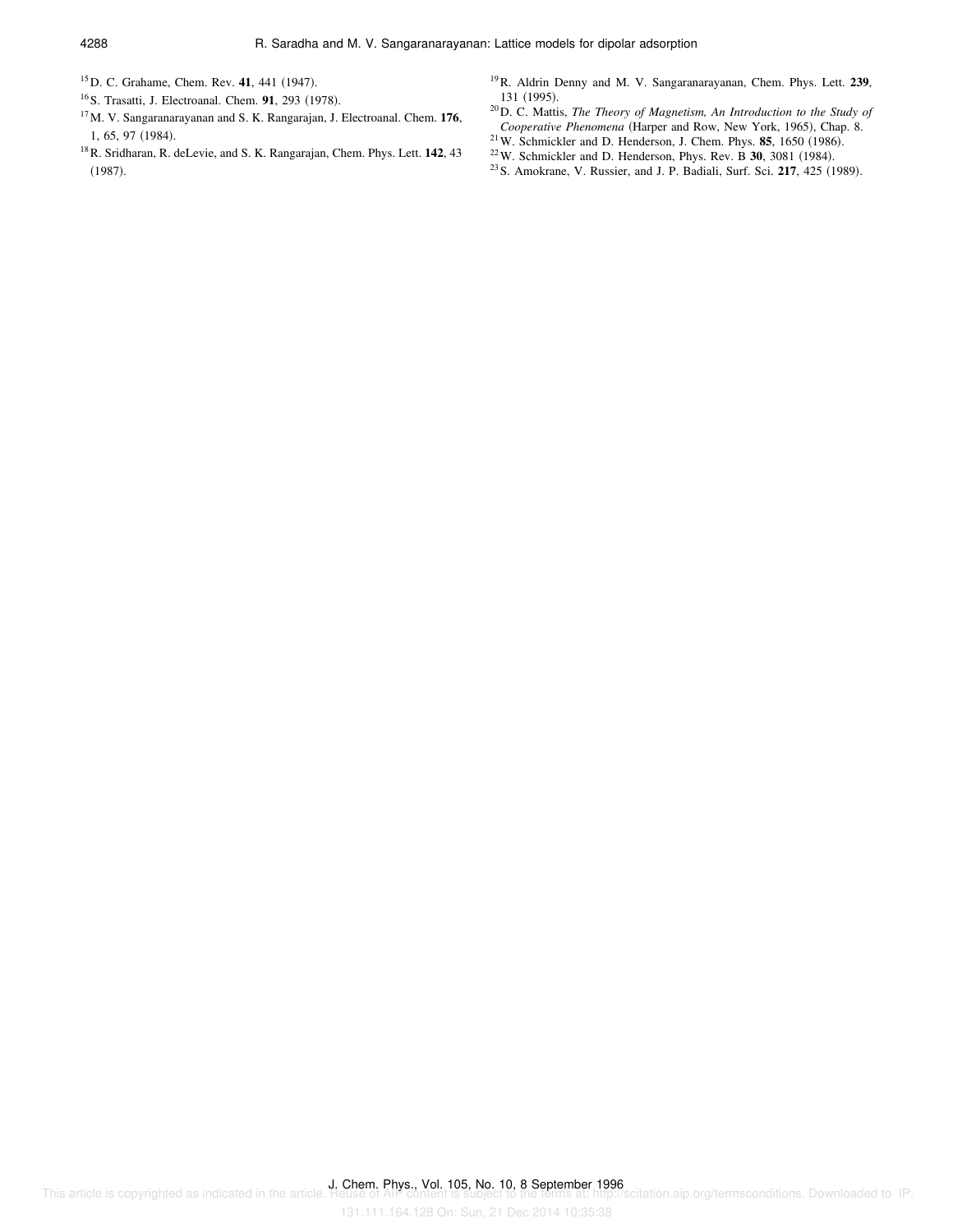[15] D. C. Grahame, Chem. Rev. **41**, 441 (1947).

[16] S. Trasatti, J. Electroanal. Chem. **91**, 293 (1978).

[17] M. V. Sangaranarayanan and S. K. Rangarajan, J. Electroanal. Chem. **176**, 1, 65, 97 (1984).

[18] R. Sridharan, R. deLevie, and S. K. Rangarajan, Chem. Phys. Lett. **142**, 43 (1987).

[19] R. Aldrin Denny and M. V. Sangaranarayanan, Chem. Phys. Lett. **239**, 131 (1995).

[20] D. C. Mattis, *The Theory of Magnetism, An Introduction to the Study of Cooperative Phenomena* (Harper and Row, New York, 1965), Chap. 8.

[21] W. Schmickler and D. Henderson, J. Chem. Phys. **85**, 1650 (1986).

[22] W. Schmickler and D. Henderson, Phys. Rev. B **30**, 3081 (1984).

[23] S. Amokrane, V. Russier, and J. P. Badiali, Surf. Sci. **217**, 425 (1989).